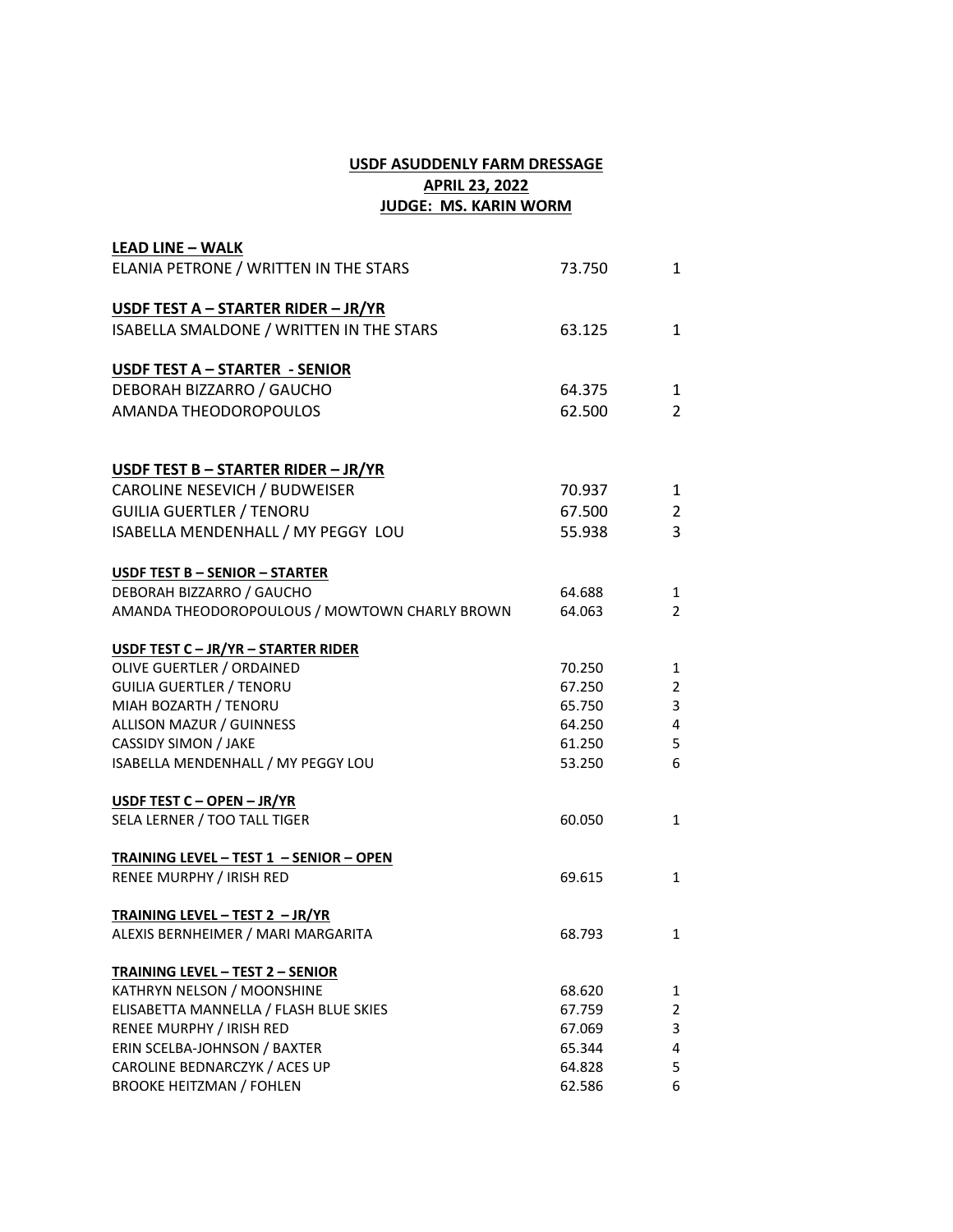**USDF ASUDDENLY FARM DRESSAGE**
**APRIL 23, 2022**
**JUDGE: MS. KARIN WORM**

**LEAD LINE – WALK**

| | | |
|---|---|---|
| ELANIA PETRONE / WRITTEN IN THE STARS | 73.750 | 1 |

**USDF TEST A – STARTER RIDER – JR/YR**

| | | |
|---|---|---|
| ISABELLA SMALDONE / WRITTEN IN THE STARS | 63.125 | 1 |

**USDF TEST A – STARTER - SENIOR**

| | | |
|---|---|---|
| DEBORAH BIZZARRO / GAUCHO | 64.375 | 1 |
| AMANDA THEODOROPOULOS | 62.500 | 2 |

**USDF TEST B – STARTER RIDER – JR/YR**

| | | |
|---|---|---|
| CAROLINE NESEVICH / BUDWEISER | 70.937 | 1 |
| GUILIA GUERTLER / TENORU | 67.500 | 2 |
| ISABELLA MENDENHALL / MY PEGGY LOU | 55.938 | 3 |

**USDF TEST B – SENIOR – STARTER**

| | | |
|---|---|---|
| DEBORAH BIZZARRO / GAUCHO | 64.688 | 1 |
| AMANDA THEODOROPOULOUS / MOWTOWN CHARLY BROWN | 64.063 | 2 |

**USDF TEST C – JR/YR – STARTER RIDER**

| | | |
|---|---|---|
| OLIVE GUERTLER / ORDAINED | 70.250 | 1 |
| GUILIA GUERTLER / TENORU | 67.250 | 2 |
| MIAH BOZARTH / TENORU | 65.750 | 3 |
| ALLISON MAZUR / GUINNESS | 64.250 | 4 |
| CASSIDY SIMON / JAKE | 61.250 | 5 |
| ISABELLA MENDENHALL / MY PEGGY LOU | 53.250 | 6 |

**USDF TEST C – OPEN – JR/YR**

| | | |
|---|---|---|
| SELA LERNER / TOO TALL TIGER | 60.050 | 1 |

**TRAINING LEVEL – TEST 1 – SENIOR – OPEN**

| | | |
|---|---|---|
| RENEE MURPHY / IRISH RED | 69.615 | 1 |

**TRAINING LEVEL – TEST 2 – JR/YR**

| | | |
|---|---|---|
| ALEXIS BERNHEIMER / MARI MARGARITA | 68.793 | 1 |

**TRAINING LEVEL – TEST 2 – SENIOR**

| | | |
|---|---|---|
| KATHRYN NELSON / MOONSHINE | 68.620 | 1 |
| ELISABETTA MANNELLA / FLASH BLUE SKIES | 67.759 | 2 |
| RENEE MURPHY / IRISH RED | 67.069 | 3 |
| ERIN SCELBA-JOHNSON / BAXTER | 65.344 | 4 |
| CAROLINE BEDNARCZYK / ACES UP | 64.828 | 5 |
| BROOKE HEITZMAN / FOHLEN | 62.586 | 6 |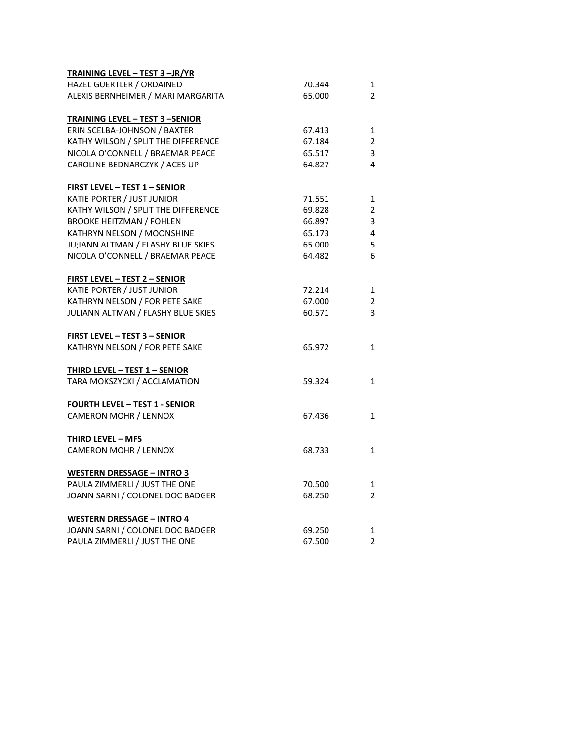**TRAINING LEVEL – TEST 3 –JR/YR**

| | | |
|---|---|---|
| HAZEL GUERTLER / ORDAINED | 70.344 | 1 |
| ALEXIS BERNHEIMER / MARI MARGARITA | 65.000 | 2 |

**TRAINING LEVEL – TEST 3 –SENIOR**

| | | |
|---|---|---|
| ERIN SCELBA-JOHNSON / BAXTER | 67.413 | 1 |
| KATHY WILSON / SPLIT THE DIFFERENCE | 67.184 | 2 |
| NICOLA O'CONNELL / BRAEMAR PEACE | 65.517 | 3 |
| CAROLINE BEDNARCZYK / ACES UP | 64.827 | 4 |

**FIRST LEVEL – TEST 1 – SENIOR**

| | | |
|---|---|---|
| KATIE PORTER / JUST JUNIOR | 71.551 | 1 |
| KATHY WILSON / SPLIT THE DIFFERENCE | 69.828 | 2 |
| BROOKE HEITZMAN / FOHLEN | 66.897 | 3 |
| KATHRYN NELSON / MOONSHINE | 65.173 | 4 |
| JU;IANN ALTMAN / FLASHY BLUE SKIES | 65.000 | 5 |
| NICOLA O'CONNELL / BRAEMAR PEACE | 64.482 | 6 |

**FIRST LEVEL – TEST 2 – SENIOR**

| | | |
|---|---|---|
| KATIE PORTER / JUST JUNIOR | 72.214 | 1 |
| KATHRYN NELSON / FOR PETE SAKE | 67.000 | 2 |
| JULIANN ALTMAN / FLASHY BLUE SKIES | 60.571 | 3 |

**FIRST LEVEL – TEST 3 – SENIOR**

| | | |
|---|---|---|
| KATHRYN NELSON / FOR PETE SAKE | 65.972 | 1 |

**THIRD LEVEL – TEST 1 – SENIOR**

| | | |
|---|---|---|
| TARA MOKSZYCKI / ACCLAMATION | 59.324 | 1 |

**FOURTH LEVEL – TEST 1 - SENIOR**

| | | |
|---|---|---|
| CAMERON MOHR / LENNOX | 67.436 | 1 |

**THIRD LEVEL – MFS**

| | | |
|---|---|---|
| CAMERON MOHR / LENNOX | 68.733 | 1 |

**WESTERN DRESSAGE – INTRO 3**

| | | |
|---|---|---|
| PAULA ZIMMERLI / JUST THE ONE | 70.500 | 1 |
| JOANN SARNI / COLONEL DOC BADGER | 68.250 | 2 |

**WESTERN DRESSAGE – INTRO 4**

| | | |
|---|---|---|
| JOANN SARNI / COLONEL DOC BADGER | 69.250 | 1 |
| PAULA ZIMMERLI / JUST THE ONE | 67.500 | 2 |